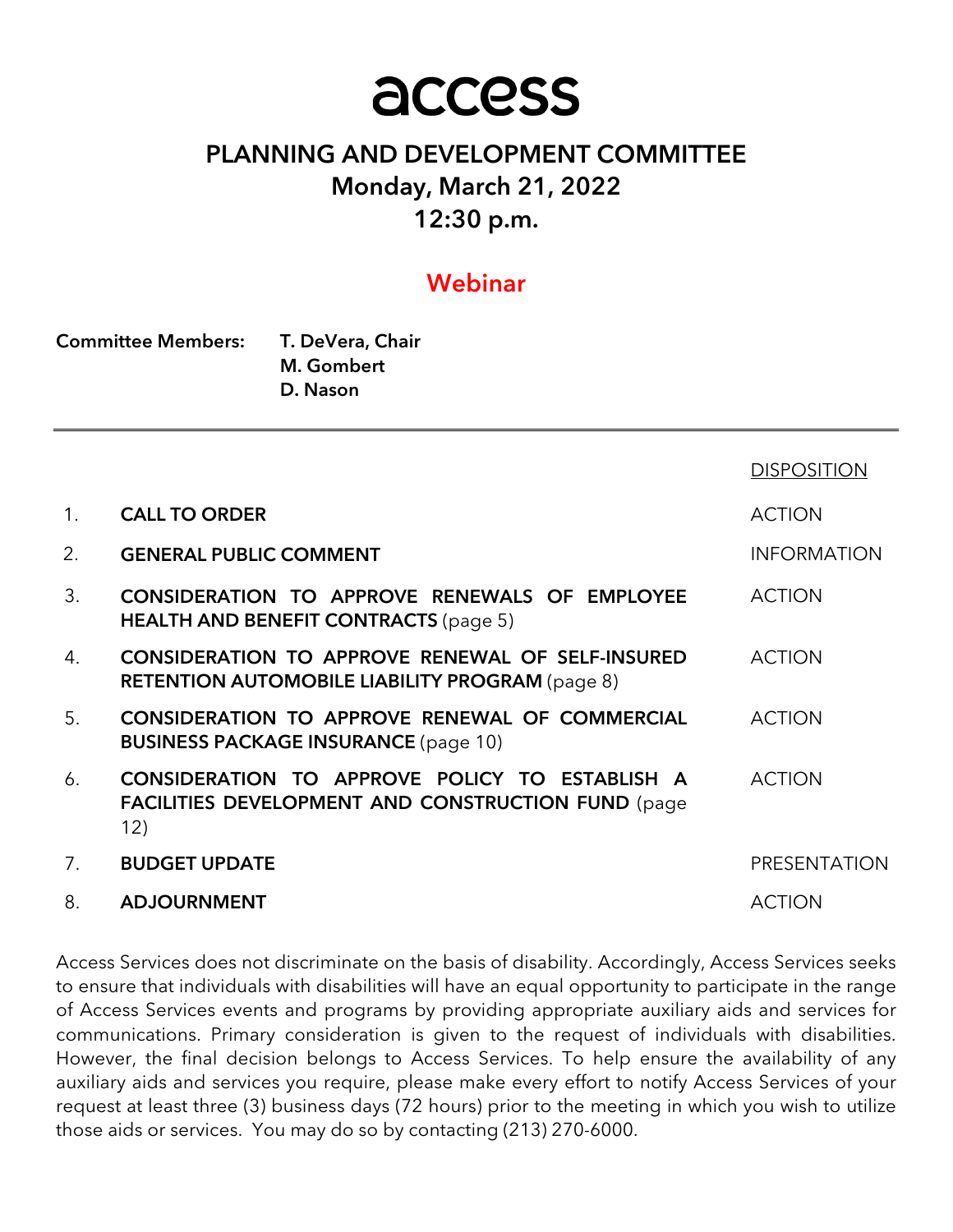# access

## PLANNING AND DEVELOPMENT COMMITTEE
## Monday, March 21, 2022
## 12:30 p.m.

### Webinar

**Committee Members:** **T. DeVera, Chair**
**M. Gombert**
**D. Nason**

---

| | | DISPOSITION |
|---|---|---|
| 1. | **CALL TO ORDER** | ACTION |
| 2. | **GENERAL PUBLIC COMMENT** | INFORMATION |
| 3. | **CONSIDERATION TO APPROVE RENEWALS OF EMPLOYEE HEALTH AND BENEFIT CONTRACTS** (page 5) | ACTION |
| 4. | **CONSIDERATION TO APPROVE RENEWAL OF SELF-INSURED RETENTION AUTOMOBILE LIABILITY PROGRAM** (page 8) | ACTION |
| 5. | **CONSIDERATION TO APPROVE RENEWAL OF COMMERCIAL BUSINESS PACKAGE INSURANCE** (page 10) | ACTION |
| 6. | **CONSIDERATION TO APPROVE POLICY TO ESTABLISH A FACILITIES DEVELOPMENT AND CONSTRUCTION FUND** (page 12) | ACTION |
| 7. | **BUDGET UPDATE** | PRESENTATION |
| 8. | **ADJOURNMENT** | ACTION |

Access Services does not discriminate on the basis of disability. Accordingly, Access Services seeks to ensure that individuals with disabilities will have an equal opportunity to participate in the range of Access Services events and programs by providing appropriate auxiliary aids and services for communications. Primary consideration is given to the request of individuals with disabilities. However, the final decision belongs to Access Services. To help ensure the availability of any auxiliary aids and services you require, please make every effort to notify Access Services of your request at least three (3) business days (72 hours) prior to the meeting in which you wish to utilize those aids or services. You may do so by contacting (213) 270-6000.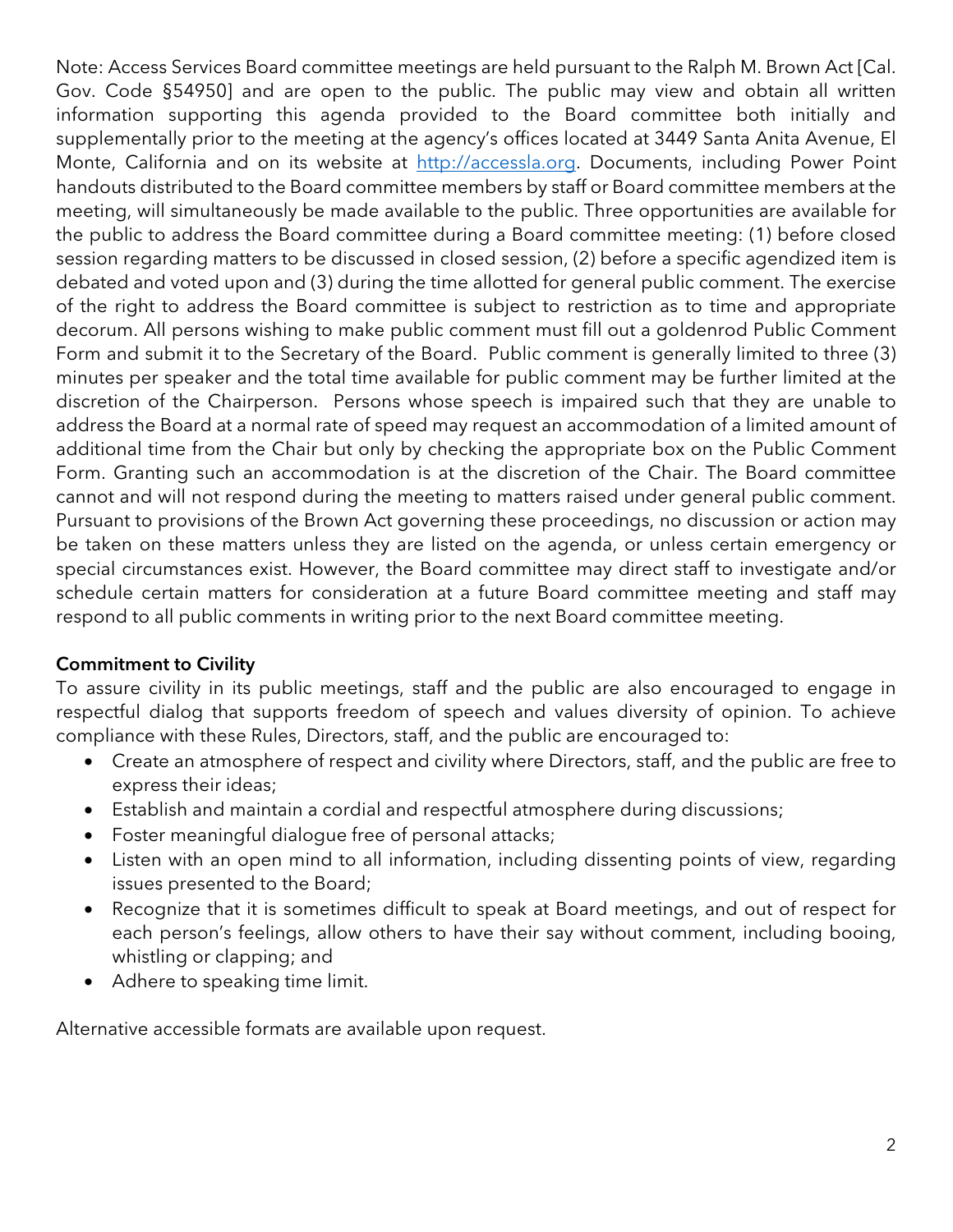Note: Access Services Board committee meetings are held pursuant to the Ralph M. Brown Act [Cal. Gov. Code §54950] and are open to the public. The public may view and obtain all written information supporting this agenda provided to the Board committee both initially and supplementally prior to the meeting at the agency's offices located at 3449 Santa Anita Avenue, El Monte, California and on its website at [http://accessla.org](http://accessla.org). Documents, including Power Point handouts distributed to the Board committee members by staff or Board committee members at the meeting, will simultaneously be made available to the public. Three opportunities are available for the public to address the Board committee during a Board committee meeting: (1) before closed session regarding matters to be discussed in closed session, (2) before a specific agendized item is debated and voted upon and (3) during the time allotted for general public comment. The exercise of the right to address the Board committee is subject to restriction as to time and appropriate decorum. All persons wishing to make public comment must fill out a goldenrod Public Comment Form and submit it to the Secretary of the Board. Public comment is generally limited to three (3) minutes per speaker and the total time available for public comment may be further limited at the discretion of the Chairperson. Persons whose speech is impaired such that they are unable to address the Board at a normal rate of speed may request an accommodation of a limited amount of additional time from the Chair but only by checking the appropriate box on the Public Comment Form. Granting such an accommodation is at the discretion of the Chair. The Board committee cannot and will not respond during the meeting to matters raised under general public comment. Pursuant to provisions of the Brown Act governing these proceedings, no discussion or action may be taken on these matters unless they are listed on the agenda, or unless certain emergency or special circumstances exist. However, the Board committee may direct staff to investigate and/or schedule certain matters for consideration at a future Board committee meeting and staff may respond to all public comments in writing prior to the next Board committee meeting.

**Commitment to Civility**

To assure civility in its public meetings, staff and the public are also encouraged to engage in respectful dialog that supports freedom of speech and values diversity of opinion. To achieve compliance with these Rules, Directors, staff, and the public are encouraged to:

- Create an atmosphere of respect and civility where Directors, staff, and the public are free to express their ideas;
- Establish and maintain a cordial and respectful atmosphere during discussions;
- Foster meaningful dialogue free of personal attacks;
- Listen with an open mind to all information, including dissenting points of view, regarding issues presented to the Board;
- Recognize that it is sometimes difficult to speak at Board meetings, and out of respect for each person's feelings, allow others to have their say without comment, including booing, whistling or clapping; and
- Adhere to speaking time limit.

Alternative accessible formats are available upon request.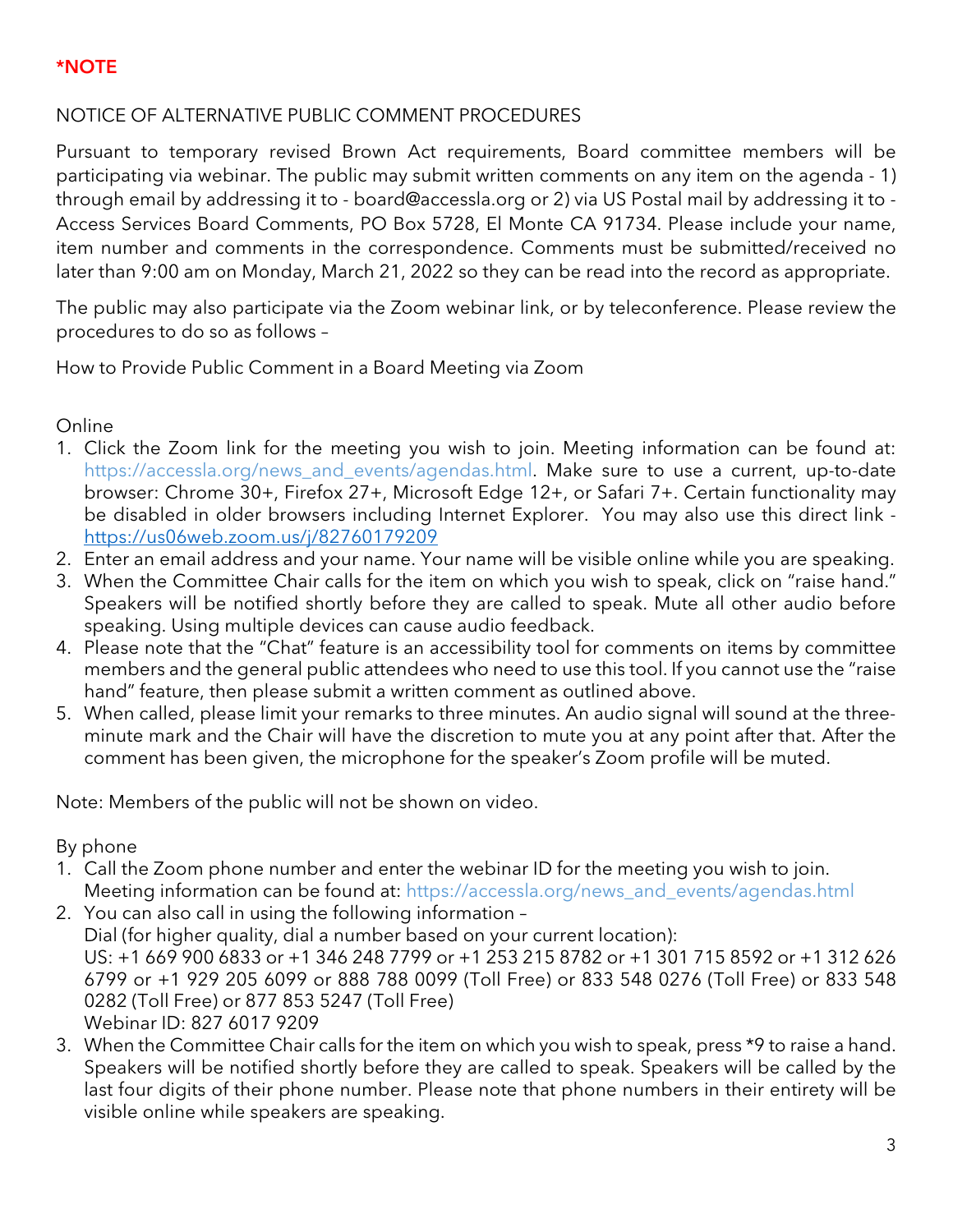**\*NOTE**

NOTICE OF ALTERNATIVE PUBLIC COMMENT PROCEDURES

Pursuant to temporary revised Brown Act requirements, Board committee members will be participating via webinar. The public may submit written comments on any item on the agenda - 1) through email by addressing it to - board@accessla.org or 2) via US Postal mail by addressing it to - Access Services Board Comments, PO Box 5728, El Monte CA 91734. Please include your name, item number and comments in the correspondence. Comments must be submitted/received no later than 9:00 am on Monday, March 21, 2022 so they can be read into the record as appropriate.

The public may also participate via the Zoom webinar link, or by teleconference. Please review the procedures to do so as follows –

How to Provide Public Comment in a Board Meeting via Zoom

Online

1. Click the Zoom link for the meeting you wish to join. Meeting information can be found at: https://accessla.org/news_and_events/agendas.html. Make sure to use a current, up-to-date browser: Chrome 30+, Firefox 27+, Microsoft Edge 12+, or Safari 7+. Certain functionality may be disabled in older browsers including Internet Explorer. You may also use this direct link - https://us06web.zoom.us/j/82760179209
2. Enter an email address and your name. Your name will be visible online while you are speaking.
3. When the Committee Chair calls for the item on which you wish to speak, click on "raise hand." Speakers will be notified shortly before they are called to speak. Mute all other audio before speaking. Using multiple devices can cause audio feedback.
4. Please note that the "Chat" feature is an accessibility tool for comments on items by committee members and the general public attendees who need to use this tool. If you cannot use the "raise hand" feature, then please submit a written comment as outlined above.
5. When called, please limit your remarks to three minutes. An audio signal will sound at the three-minute mark and the Chair will have the discretion to mute you at any point after that. After the comment has been given, the microphone for the speaker's Zoom profile will be muted.

Note: Members of the public will not be shown on video.

By phone

1. Call the Zoom phone number and enter the webinar ID for the meeting you wish to join. Meeting information can be found at: https://accessla.org/news_and_events/agendas.html
2. You can also call in using the following information –
   Dial (for higher quality, dial a number based on your current location):
   US: +1 669 900 6833 or +1 346 248 7799 or +1 253 215 8782 or +1 301 715 8592 or +1 312 626 6799 or +1 929 205 6099 or 888 788 0099 (Toll Free) or 833 548 0276 (Toll Free) or 833 548 0282 (Toll Free) or 877 853 5247 (Toll Free)
   Webinar ID: 827 6017 9209
3. When the Committee Chair calls for the item on which you wish to speak, press *9 to raise a hand. Speakers will be notified shortly before they are called to speak. Speakers will be called by the last four digits of their phone number. Please note that phone numbers in their entirety will be visible online while speakers are speaking.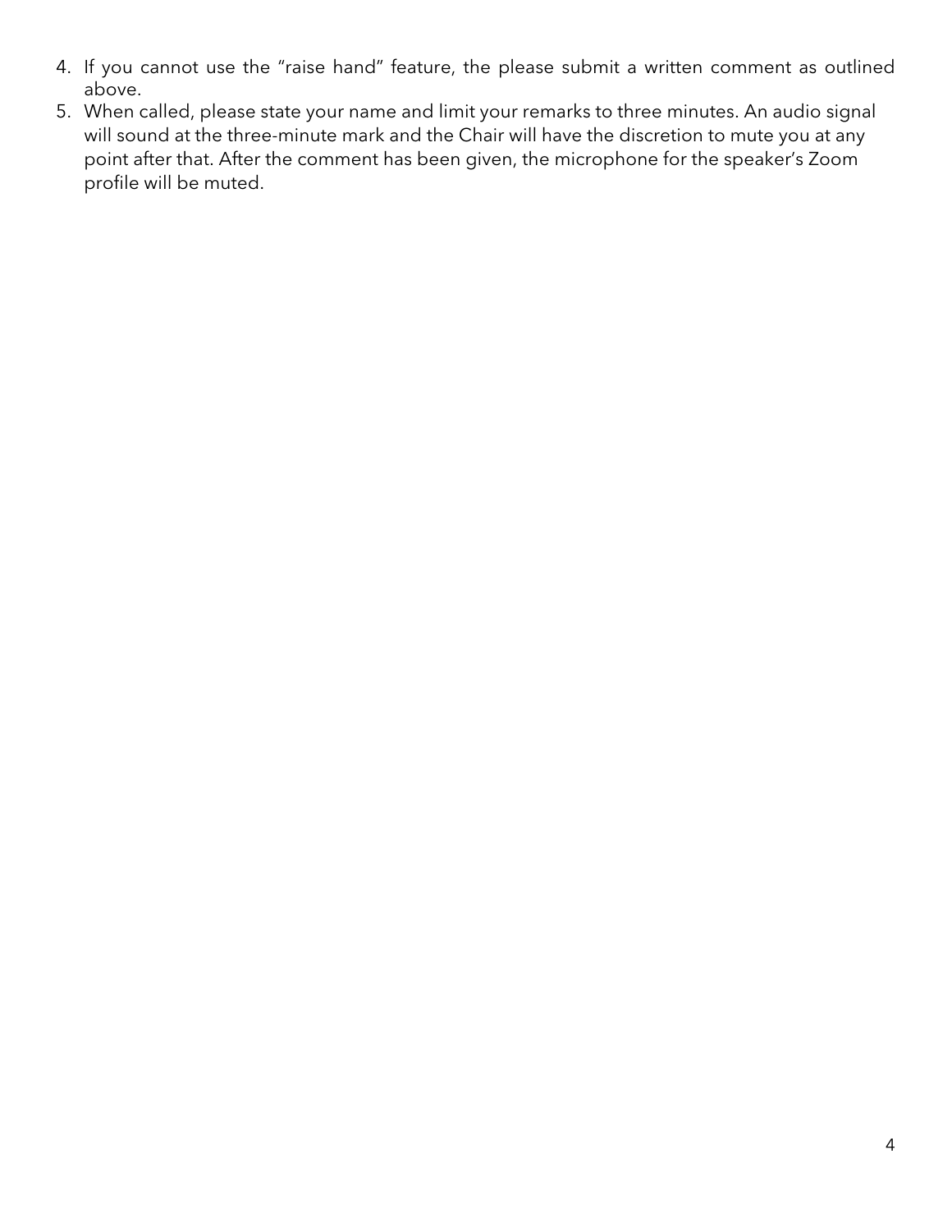4. If you cannot use the "raise hand" feature, the please submit a written comment as outlined above.
5. When called, please state your name and limit your remarks to three minutes. An audio signal will sound at the three-minute mark and the Chair will have the discretion to mute you at any point after that. After the comment has been given, the microphone for the speaker's Zoom profile will be muted.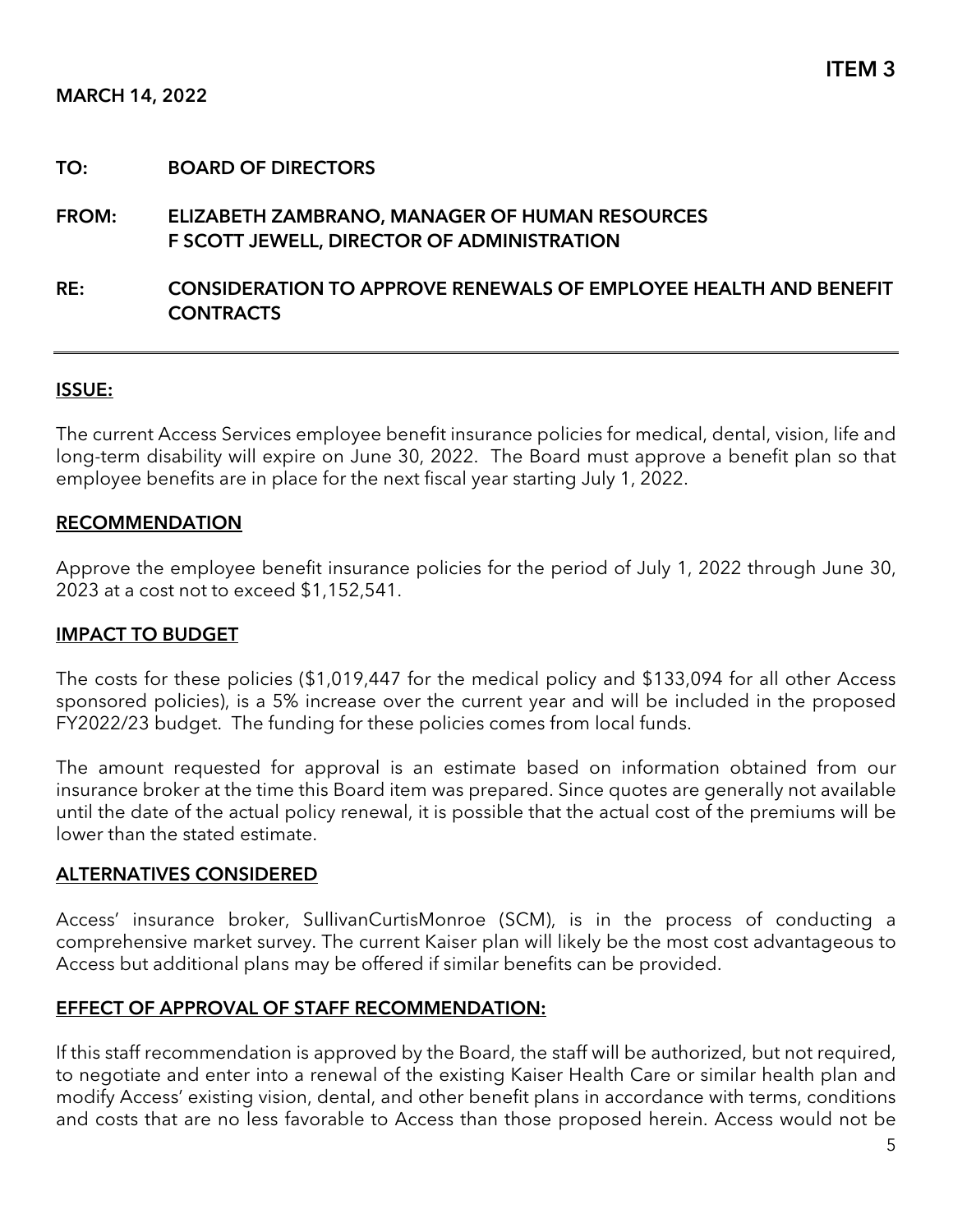**ITEM 3**

**MARCH 14, 2022**

**TO:** BOARD OF DIRECTORS

**FROM:** ELIZABETH ZAMBRANO, MANAGER OF HUMAN RESOURCES
F SCOTT JEWELL, DIRECTOR OF ADMINISTRATION

**RE:** CONSIDERATION TO APPROVE RENEWALS OF EMPLOYEE HEALTH AND BENEFIT CONTRACTS

---

## ISSUE:

The current Access Services employee benefit insurance policies for medical, dental, vision, life and long-term disability will expire on June 30, 2022. The Board must approve a benefit plan so that employee benefits are in place for the next fiscal year starting July 1, 2022.

## RECOMMENDATION

Approve the employee benefit insurance policies for the period of July 1, 2022 through June 30, 2023 at a cost not to exceed $1,152,541.

## IMPACT TO BUDGET

The costs for these policies ($1,019,447 for the medical policy and $133,094 for all other Access sponsored policies), is a 5% increase over the current year and will be included in the proposed FY2022/23 budget. The funding for these policies comes from local funds.

The amount requested for approval is an estimate based on information obtained from our insurance broker at the time this Board item was prepared. Since quotes are generally not available until the date of the actual policy renewal, it is possible that the actual cost of the premiums will be lower than the stated estimate.

## ALTERNATIVES CONSIDERED

Access' insurance broker, SullivanCurtisMonroe (SCM), is in the process of conducting a comprehensive market survey. The current Kaiser plan will likely be the most cost advantageous to Access but additional plans may be offered if similar benefits can be provided.

## EFFECT OF APPROVAL OF STAFF RECOMMENDATION:

If this staff recommendation is approved by the Board, the staff will be authorized, but not required, to negotiate and enter into a renewal of the existing Kaiser Health Care or similar health plan and modify Access' existing vision, dental, and other benefit plans in accordance with terms, conditions and costs that are no less favorable to Access than those proposed herein. Access would not be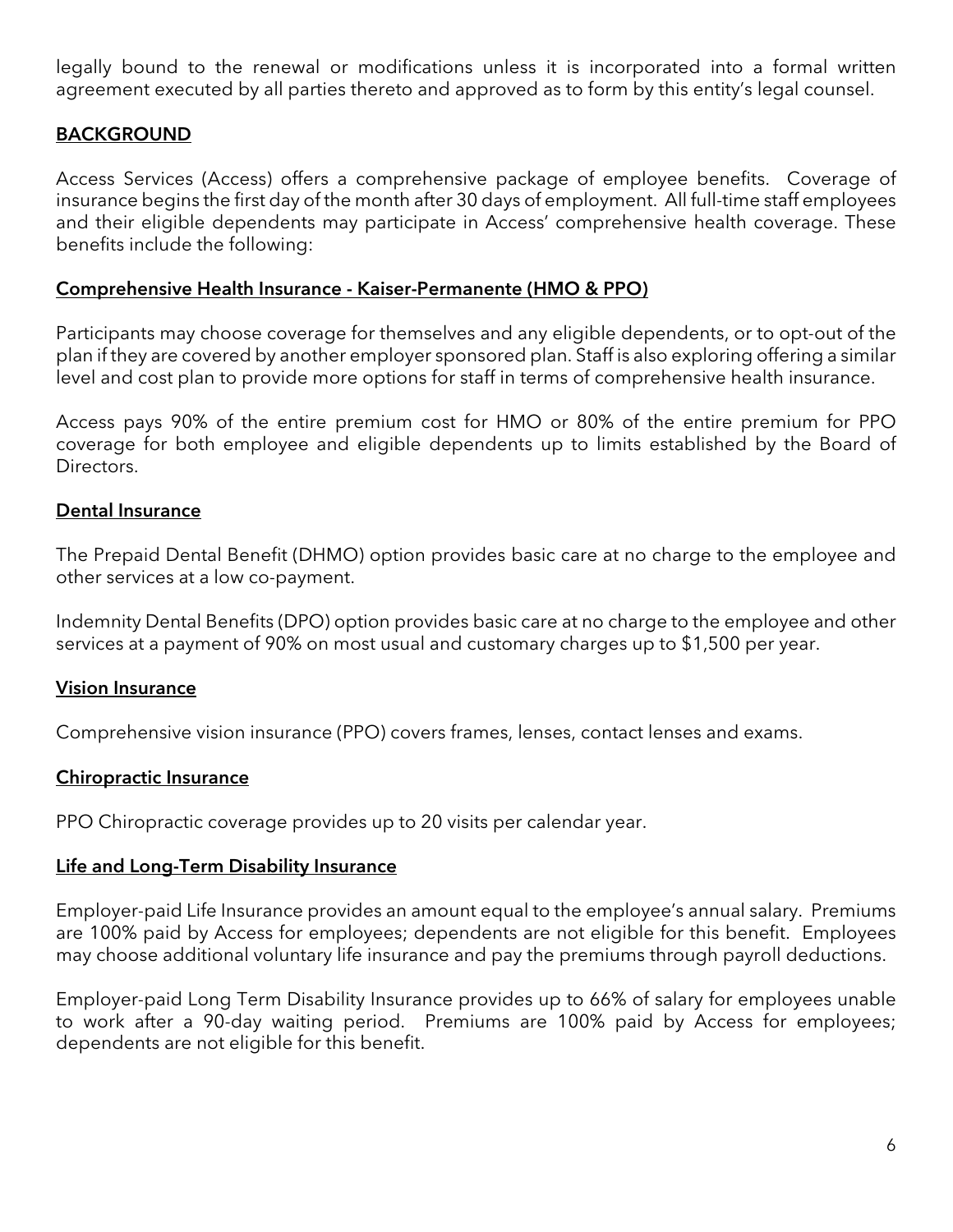legally bound to the renewal or modifications unless it is incorporated into a formal written agreement executed by all parties thereto and approved as to form by this entity's legal counsel.

## BACKGROUND

Access Services (Access) offers a comprehensive package of employee benefits. Coverage of insurance begins the first day of the month after 30 days of employment. All full-time staff employees and their eligible dependents may participate in Access' comprehensive health coverage. These benefits include the following:

### Comprehensive Health Insurance - Kaiser-Permanente (HMO & PPO)

Participants may choose coverage for themselves and any eligible dependents, or to opt-out of the plan if they are covered by another employer sponsored plan. Staff is also exploring offering a similar level and cost plan to provide more options for staff in terms of comprehensive health insurance.

Access pays 90% of the entire premium cost for HMO or 80% of the entire premium for PPO coverage for both employee and eligible dependents up to limits established by the Board of Directors.

### Dental Insurance

The Prepaid Dental Benefit (DHMO) option provides basic care at no charge to the employee and other services at a low co-payment.

Indemnity Dental Benefits (DPO) option provides basic care at no charge to the employee and other services at a payment of 90% on most usual and customary charges up to $1,500 per year.

### Vision Insurance

Comprehensive vision insurance (PPO) covers frames, lenses, contact lenses and exams.

### Chiropractic Insurance

PPO Chiropractic coverage provides up to 20 visits per calendar year.

### Life and Long-Term Disability Insurance

Employer-paid Life Insurance provides an amount equal to the employee's annual salary. Premiums are 100% paid by Access for employees; dependents are not eligible for this benefit. Employees may choose additional voluntary life insurance and pay the premiums through payroll deductions.

Employer-paid Long Term Disability Insurance provides up to 66% of salary for employees unable to work after a 90-day waiting period. Premiums are 100% paid by Access for employees; dependents are not eligible for this benefit.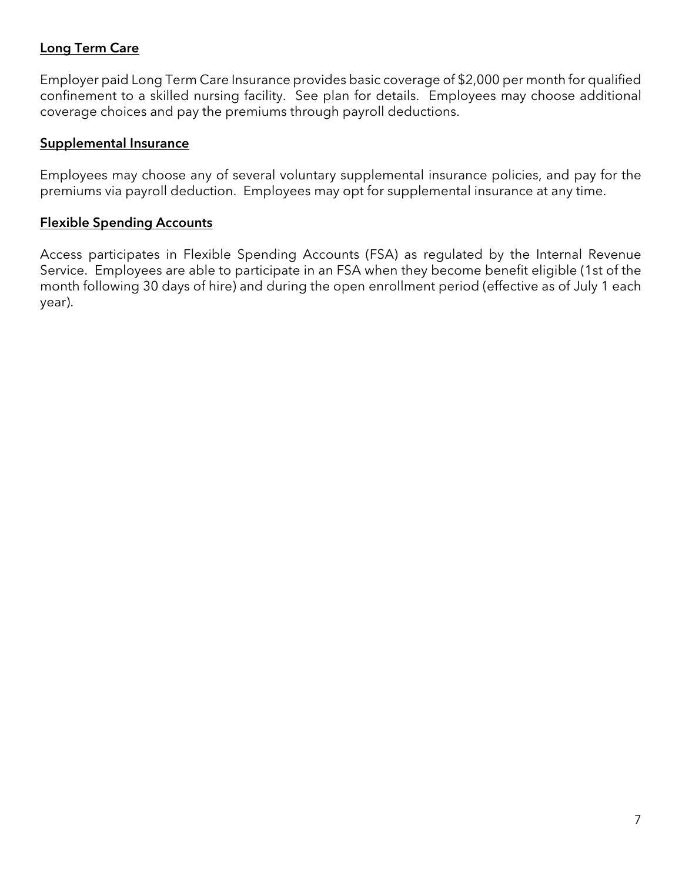## Long Term Care

Employer paid Long Term Care Insurance provides basic coverage of $2,000 per month for qualified confinement to a skilled nursing facility. See plan for details. Employees may choose additional coverage choices and pay the premiums through payroll deductions.

## Supplemental Insurance

Employees may choose any of several voluntary supplemental insurance policies, and pay for the premiums via payroll deduction. Employees may opt for supplemental insurance at any time.

## Flexible Spending Accounts

Access participates in Flexible Spending Accounts (FSA) as regulated by the Internal Revenue Service. Employees are able to participate in an FSA when they become benefit eligible (1st of the month following 30 days of hire) and during the open enrollment period (effective as of July 1 each year).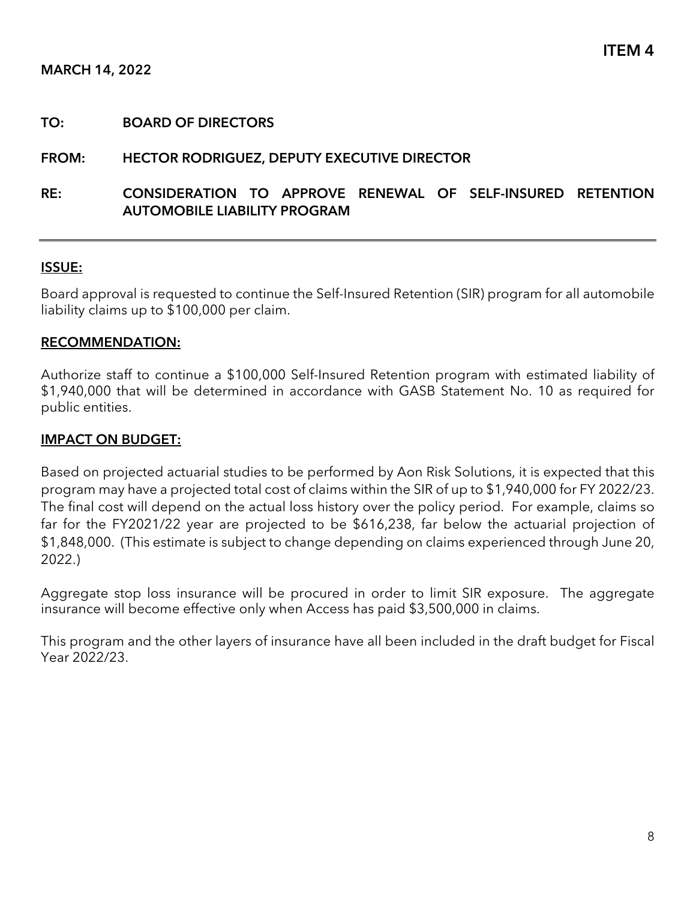**ITEM 4**

**MARCH 14, 2022**

**TO:** **BOARD OF DIRECTORS**

**FROM:** **HECTOR RODRIGUEZ, DEPUTY EXECUTIVE DIRECTOR**

**RE:** **CONSIDERATION TO APPROVE RENEWAL OF SELF-INSURED RETENTION AUTOMOBILE LIABILITY PROGRAM**

---

**ISSUE:**

Board approval is requested to continue the Self-Insured Retention (SIR) program for all automobile liability claims up to $100,000 per claim.

**RECOMMENDATION:**

Authorize staff to continue a $100,000 Self-Insured Retention program with estimated liability of $1,940,000 that will be determined in accordance with GASB Statement No. 10 as required for public entities.

**IMPACT ON BUDGET:**

Based on projected actuarial studies to be performed by Aon Risk Solutions, it is expected that this program may have a projected total cost of claims within the SIR of up to $1,940,000 for FY 2022/23. The final cost will depend on the actual loss history over the policy period. For example, claims so far for the FY2021/22 year are projected to be $616,238, far below the actuarial projection of $1,848,000. (This estimate is subject to change depending on claims experienced through June 20, 2022.)

Aggregate stop loss insurance will be procured in order to limit SIR exposure. The aggregate insurance will become effective only when Access has paid $3,500,000 in claims.

This program and the other layers of insurance have all been included in the draft budget for Fiscal Year 2022/23.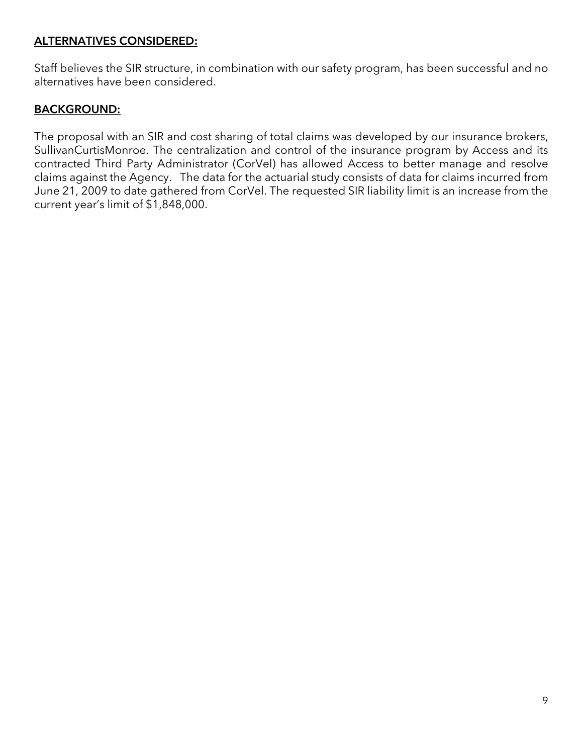## ALTERNATIVES CONSIDERED:

Staff believes the SIR structure, in combination with our safety program, has been successful and no alternatives have been considered.

## BACKGROUND:

The proposal with an SIR and cost sharing of total claims was developed by our insurance brokers, SullivanCurtisMonroe. The centralization and control of the insurance program by Access and its contracted Third Party Administrator (CorVel) has allowed Access to better manage and resolve claims against the Agency. The data for the actuarial study consists of data for claims incurred from June 21, 2009 to date gathered from CorVel. The requested SIR liability limit is an increase from the current year's limit of $1,848,000.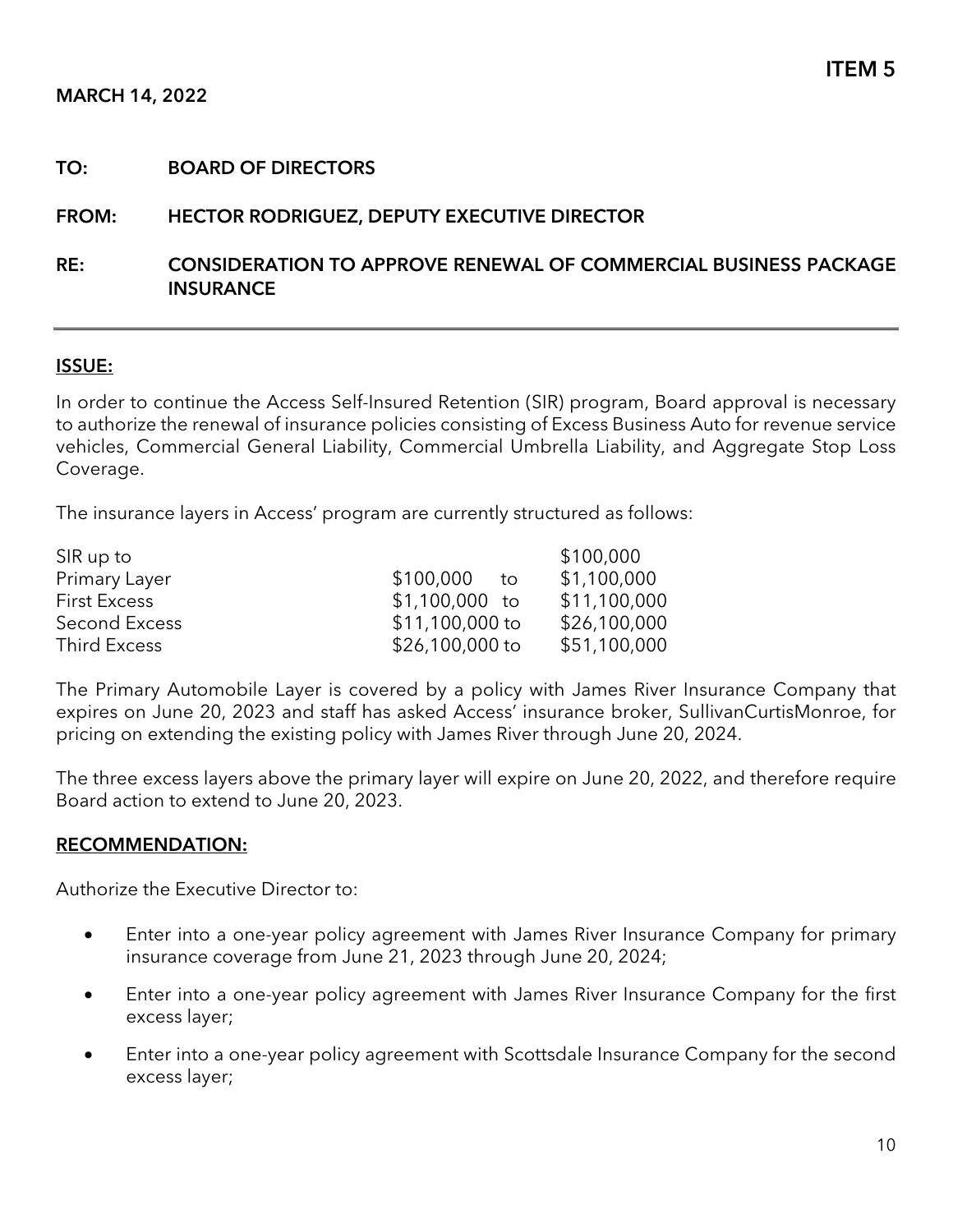**ITEM 5**

**MARCH 14, 2022**

**TO:** **BOARD OF DIRECTORS**

**FROM:** **HECTOR RODRIGUEZ, DEPUTY EXECUTIVE DIRECTOR**

**RE:** **CONSIDERATION TO APPROVE RENEWAL OF COMMERCIAL BUSINESS PACKAGE INSURANCE**

---

## ISSUE:

In order to continue the Access Self-Insured Retention (SIR) program, Board approval is necessary to authorize the renewal of insurance policies consisting of Excess Business Auto for revenue service vehicles, Commercial General Liability, Commercial Umbrella Liability, and Aggregate Stop Loss Coverage.

The insurance layers in Access' program are currently structured as follows:

| | | |
|---|---|---|
| SIR up to | | \$100,000 |
| Primary Layer | \$100,000 to | \$1,100,000 |
| First Excess | \$1,100,000 to | \$11,100,000 |
| Second Excess | \$11,100,000 to | \$26,100,000 |
| Third Excess | \$26,100,000 to | \$51,100,000 |

The Primary Automobile Layer is covered by a policy with James River Insurance Company that expires on June 20, 2023 and staff has asked Access' insurance broker, SullivanCurtisMonroe, for pricing on extending the existing policy with James River through June 20, 2024.

The three excess layers above the primary layer will expire on June 20, 2022, and therefore require Board action to extend to June 20, 2023.

## RECOMMENDATION:

Authorize the Executive Director to:

- Enter into a one-year policy agreement with James River Insurance Company for primary insurance coverage from June 21, 2023 through June 20, 2024;
- Enter into a one-year policy agreement with James River Insurance Company for the first excess layer;
- Enter into a one-year policy agreement with Scottsdale Insurance Company for the second excess layer;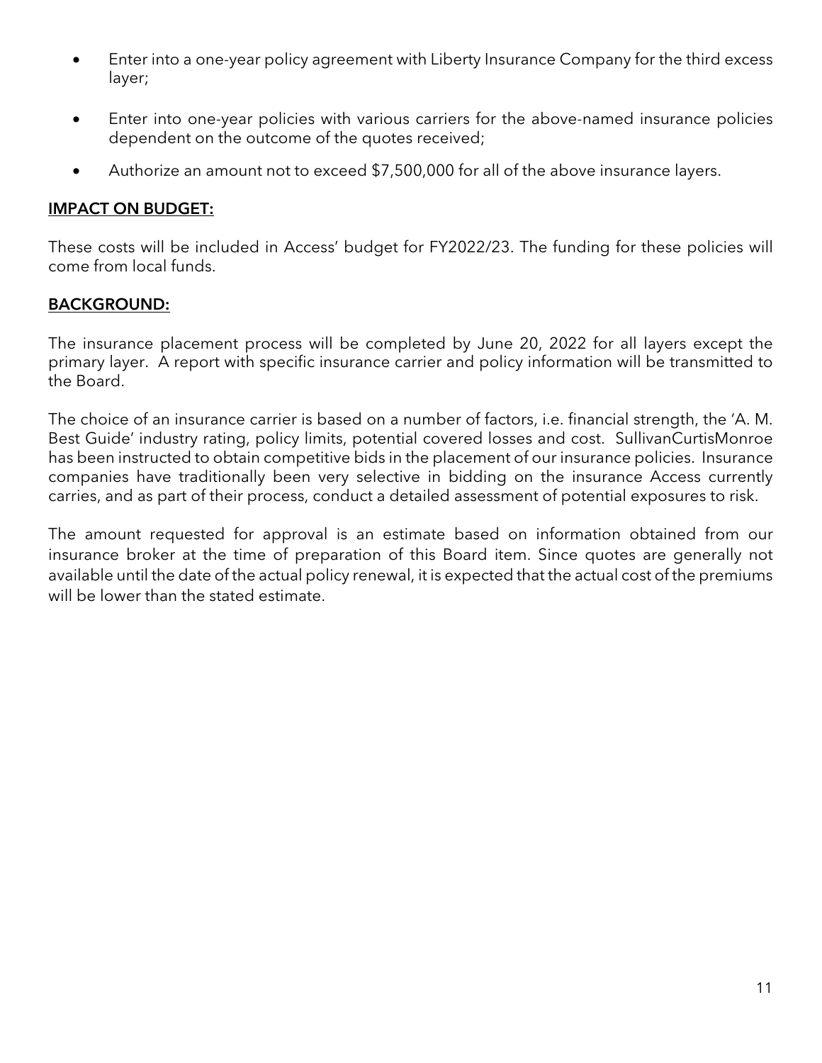- Enter into a one-year policy agreement with Liberty Insurance Company for the third excess layer;
- Enter into one-year policies with various carriers for the above-named insurance policies dependent on the outcome of the quotes received;
- Authorize an amount not to exceed $7,500,000 for all of the above insurance layers.

**IMPACT ON BUDGET:**

These costs will be included in Access' budget for FY2022/23. The funding for these policies will come from local funds.

**BACKGROUND:**

The insurance placement process will be completed by June 20, 2022 for all layers except the primary layer. A report with specific insurance carrier and policy information will be transmitted to the Board.

The choice of an insurance carrier is based on a number of factors, i.e. financial strength, the 'A. M. Best Guide' industry rating, policy limits, potential covered losses and cost. SullivanCurtisMonroe has been instructed to obtain competitive bids in the placement of our insurance policies. Insurance companies have traditionally been very selective in bidding on the insurance Access currently carries, and as part of their process, conduct a detailed assessment of potential exposures to risk.

The amount requested for approval is an estimate based on information obtained from our insurance broker at the time of preparation of this Board item. Since quotes are generally not available until the date of the actual policy renewal, it is expected that the actual cost of the premiums will be lower than the stated estimate.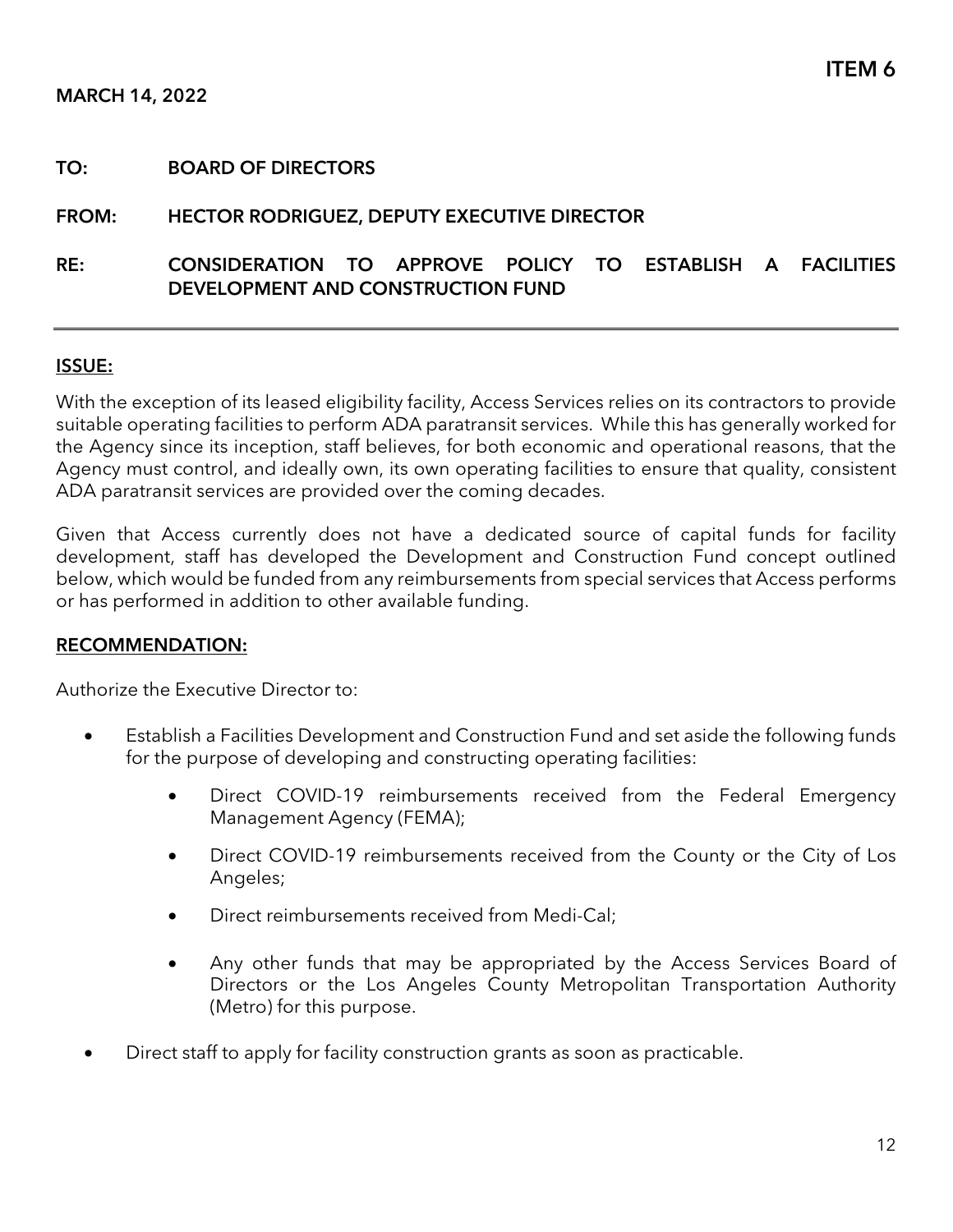**ITEM 6**

**MARCH 14, 2022**

**TO:** BOARD OF DIRECTORS

**FROM:** HECTOR RODRIGUEZ, DEPUTY EXECUTIVE DIRECTOR

**RE:** CONSIDERATION TO APPROVE POLICY TO ESTABLISH A FACILITIES DEVELOPMENT AND CONSTRUCTION FUND

---

**ISSUE:**

With the exception of its leased eligibility facility, Access Services relies on its contractors to provide suitable operating facilities to perform ADA paratransit services. While this has generally worked for the Agency since its inception, staff believes, for both economic and operational reasons, that the Agency must control, and ideally own, its own operating facilities to ensure that quality, consistent ADA paratransit services are provided over the coming decades.

Given that Access currently does not have a dedicated source of capital funds for facility development, staff has developed the Development and Construction Fund concept outlined below, which would be funded from any reimbursements from special services that Access performs or has performed in addition to other available funding.

**RECOMMENDATION:**

Authorize the Executive Director to:

- Establish a Facilities Development and Construction Fund and set aside the following funds for the purpose of developing and constructing operating facilities:
  - Direct COVID-19 reimbursements received from the Federal Emergency Management Agency (FEMA);
  - Direct COVID-19 reimbursements received from the County or the City of Los Angeles;
  - Direct reimbursements received from Medi-Cal;
  - Any other funds that may be appropriated by the Access Services Board of Directors or the Los Angeles County Metropolitan Transportation Authority (Metro) for this purpose.
- Direct staff to apply for facility construction grants as soon as practicable.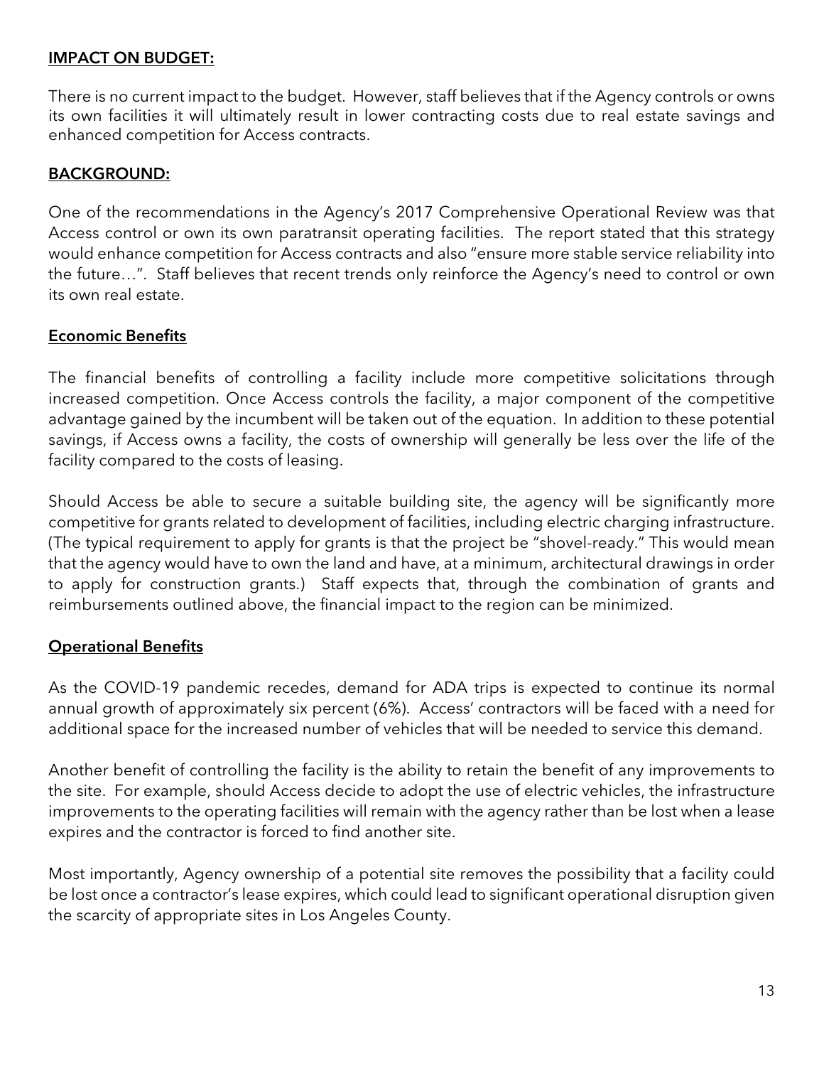## IMPACT ON BUDGET:

There is no current impact to the budget. However, staff believes that if the Agency controls or owns its own facilities it will ultimately result in lower contracting costs due to real estate savings and enhanced competition for Access contracts.

## BACKGROUND:

One of the recommendations in the Agency's 2017 Comprehensive Operational Review was that Access control or own its own paratransit operating facilities. The report stated that this strategy would enhance competition for Access contracts and also "ensure more stable service reliability into the future…". Staff believes that recent trends only reinforce the Agency's need to control or own its own real estate.

### Economic Benefits

The financial benefits of controlling a facility include more competitive solicitations through increased competition. Once Access controls the facility, a major component of the competitive advantage gained by the incumbent will be taken out of the equation. In addition to these potential savings, if Access owns a facility, the costs of ownership will generally be less over the life of the facility compared to the costs of leasing.

Should Access be able to secure a suitable building site, the agency will be significantly more competitive for grants related to development of facilities, including electric charging infrastructure. (The typical requirement to apply for grants is that the project be "shovel-ready." This would mean that the agency would have to own the land and have, at a minimum, architectural drawings in order to apply for construction grants.) Staff expects that, through the combination of grants and reimbursements outlined above, the financial impact to the region can be minimized.

### Operational Benefits

As the COVID-19 pandemic recedes, demand for ADA trips is expected to continue its normal annual growth of approximately six percent (6%). Access' contractors will be faced with a need for additional space for the increased number of vehicles that will be needed to service this demand.

Another benefit of controlling the facility is the ability to retain the benefit of any improvements to the site. For example, should Access decide to adopt the use of electric vehicles, the infrastructure improvements to the operating facilities will remain with the agency rather than be lost when a lease expires and the contractor is forced to find another site.

Most importantly, Agency ownership of a potential site removes the possibility that a facility could be lost once a contractor's lease expires, which could lead to significant operational disruption given the scarcity of appropriate sites in Los Angeles County.